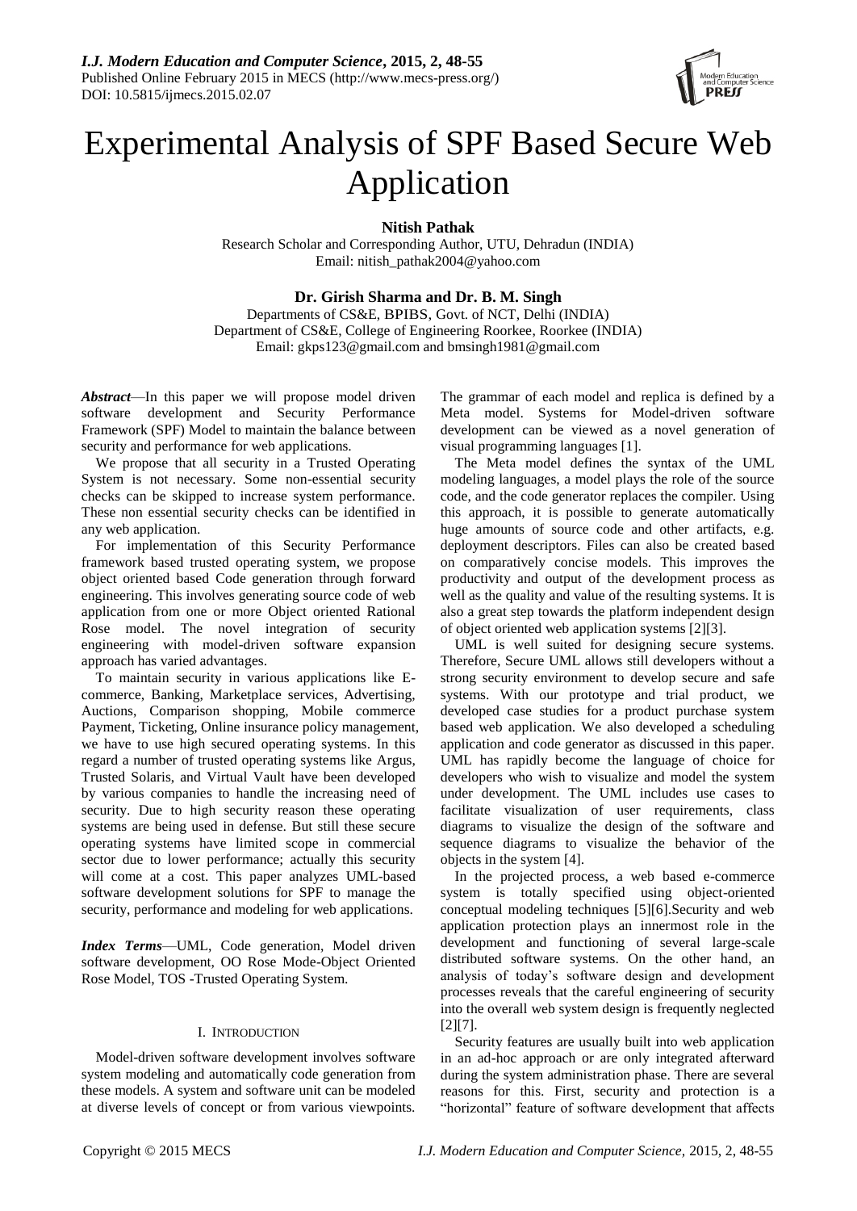# Experimental Analysis of SPF Based Secure Web Application

**Nitish Pathak**
Research Scholar and Corresponding Author, UTU, Dehradun (INDIA)
Email: nitish_pathak2004@yahoo.com

**Dr. Girish Sharma and Dr. B. M. Singh**
Departments of CS&E, BPIBS, Govt. of NCT, Delhi (INDIA)
Department of CS&E, College of Engineering Roorkee, Roorkee (INDIA)
Email: gkps123@gmail.com and bmsingh1981@gmail.com

***Abstract*****—**In this paper we will propose model driven software development and Security Performance Framework (SPF) Model to maintain the balance between security and performance for web applications.

We propose that all security in a Trusted Operating System is not necessary. Some non-essential security checks can be skipped to increase system performance. These non essential security checks can be identified in any web application.

For implementation of this Security Performance framework based trusted operating system, we propose object oriented based Code generation through forward engineering. This involves generating source code of web application from one or more Object oriented Rational Rose model. The novel integration of security engineering with model-driven software expansion approach has varied advantages.

To maintain security in various applications like E-commerce, Banking, Marketplace services, Advertising, Auctions, Comparison shopping, Mobile commerce Payment, Ticketing, Online insurance policy management, we have to use high secured operating systems. In this regard a number of trusted operating systems like Argus, Trusted Solaris, and Virtual Vault have been developed by various companies to handle the increasing need of security. Due to high security reason these operating systems are being used in defense. But still these secure operating systems have limited scope in commercial sector due to lower performance; actually this security will come at a cost. This paper analyzes UML-based software development solutions for SPF to manage the security, performance and modeling for web applications.

***Index Terms*****—**UML, Code generation, Model driven software development, OO Rose Mode-Object Oriented Rose Model, TOS -Trusted Operating System.

## I. Introduction

Model-driven software development involves software system modeling and automatically code generation from these models. A system and software unit can be modeled at diverse levels of concept or from various viewpoints. The grammar of each model and replica is defined by a Meta model. Systems for Model-driven software development can be viewed as a novel generation of visual programming languages [1].

The Meta model defines the syntax of the UML modeling languages, a model plays the role of the source code, and the code generator replaces the compiler. Using this approach, it is possible to generate automatically huge amounts of source code and other artifacts, e.g. deployment descriptors. Files can also be created based on comparatively concise models. This improves the productivity and output of the development process as well as the quality and value of the resulting systems. It is also a great step towards the platform independent design of object oriented web application systems [2][3].

UML is well suited for designing secure systems. Therefore, Secure UML allows still developers without a strong security environment to develop secure and safe systems. With our prototype and trial product, we developed case studies for a product purchase system based web application. We also developed a scheduling application and code generator as discussed in this paper. UML has rapidly become the language of choice for developers who wish to visualize and model the system under development. The UML includes use cases to facilitate visualization of user requirements, class diagrams to visualize the design of the software and sequence diagrams to visualize the behavior of the objects in the system [4].

In the projected process, a web based e-commerce system is totally specified using object-oriented conceptual modeling techniques [5][6].Security and web application protection plays an innermost role in the development and functioning of several large-scale distributed software systems. On the other hand, an analysis of today's software design and development processes reveals that the careful engineering of security into the overall web system design is frequently neglected [2][7].

Security features are usually built into web application in an ad-hoc approach or are only integrated afterward during the system administration phase. There are several reasons for this. First, security and protection is a "horizontal" feature of software development that affects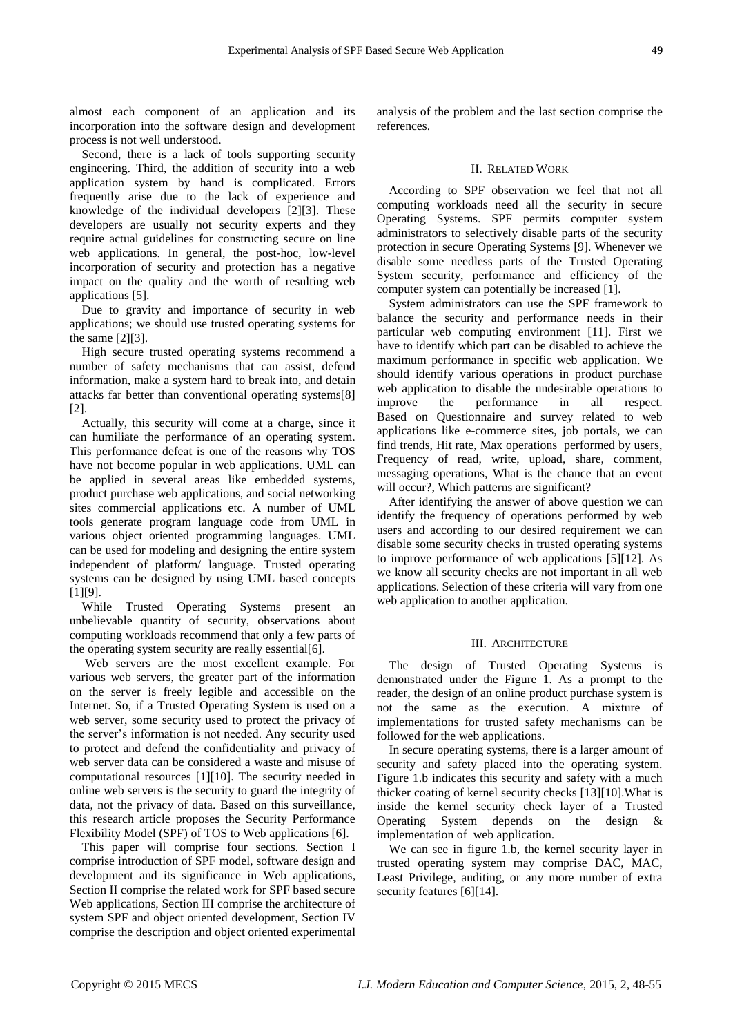almost each component of an application and its incorporation into the software design and development process is not well understood.

Second, there is a lack of tools supporting security engineering. Third, the addition of security into a web application system by hand is complicated. Errors frequently arise due to the lack of experience and knowledge of the individual developers [2][3]. These developers are usually not security experts and they require actual guidelines for constructing secure on line web applications. In general, the post-hoc, low-level incorporation of security and protection has a negative impact on the quality and the worth of resulting web applications [5].

Due to gravity and importance of security in web applications; we should use trusted operating systems for the same [2][3].

High secure trusted operating systems recommend a number of safety mechanisms that can assist, defend information, make a system hard to break into, and detain attacks far better than conventional operating systems[8] [2].

Actually, this security will come at a charge, since it can humiliate the performance of an operating system. This performance defeat is one of the reasons why TOS have not become popular in web applications. UML can be applied in several areas like embedded systems, product purchase web applications, and social networking sites commercial applications etc. A number of UML tools generate program language code from UML in various object oriented programming languages. UML can be used for modeling and designing the entire system independent of platform/ language. Trusted operating systems can be designed by using UML based concepts [1][9].

While Trusted Operating Systems present an unbelievable quantity of security, observations about computing workloads recommend that only a few parts of the operating system security are really essential[6].

Web servers are the most excellent example. For various web servers, the greater part of the information on the server is freely legible and accessible on the Internet. So, if a Trusted Operating System is used on a web server, some security used to protect the privacy of the server's information is not needed. Any security used to protect and defend the confidentiality and privacy of web server data can be considered a waste and misuse of computational resources [1][10]. The security needed in online web servers is the security to guard the integrity of data, not the privacy of data. Based on this surveillance, this research article proposes the Security Performance Flexibility Model (SPF) of TOS to Web applications [6].

This paper will comprise four sections. Section I comprise introduction of SPF model, software design and development and its significance in Web applications, Section II comprise the related work for SPF based secure Web applications, Section III comprise the architecture of system SPF and object oriented development, Section IV comprise the description and object oriented experimental analysis of the problem and the last section comprise the references.

## II. Related Work

According to SPF observation we feel that not all computing workloads need all the security in secure Operating Systems. SPF permits computer system administrators to selectively disable parts of the security protection in secure Operating Systems [9]. Whenever we disable some needless parts of the Trusted Operating System security, performance and efficiency of the computer system can potentially be increased [1].

System administrators can use the SPF framework to balance the security and performance needs in their particular web computing environment [11]. First we have to identify which part can be disabled to achieve the maximum performance in specific web application. We should identify various operations in product purchase web application to disable the undesirable operations to improve the performance in all respect. Based on Questionnaire and survey related to web applications like e-commerce sites, job portals, we can find trends, Hit rate, Max operations performed by users, Frequency of read, write, upload, share, comment, messaging operations, What is the chance that an event will occur?, Which patterns are significant?

After identifying the answer of above question we can identify the frequency of operations performed by web users and according to our desired requirement we can disable some security checks in trusted operating systems to improve performance of web applications [5][12]. As we know all security checks are not important in all web applications. Selection of these criteria will vary from one web application to another application.

## III. Architecture

The design of Trusted Operating Systems is demonstrated under the Figure 1. As a prompt to the reader, the design of an online product purchase system is not the same as the execution. A mixture of implementations for trusted safety mechanisms can be followed for the web applications.

In secure operating systems, there is a larger amount of security and safety placed into the operating system. Figure 1.b indicates this security and safety with a much thicker coating of kernel security checks [13][10].What is inside the kernel security check layer of a Trusted Operating System depends on the design & implementation of web application.

We can see in figure 1.b, the kernel security layer in trusted operating system may comprise DAC, MAC, Least Privilege, auditing, or any more number of extra security features [6][14].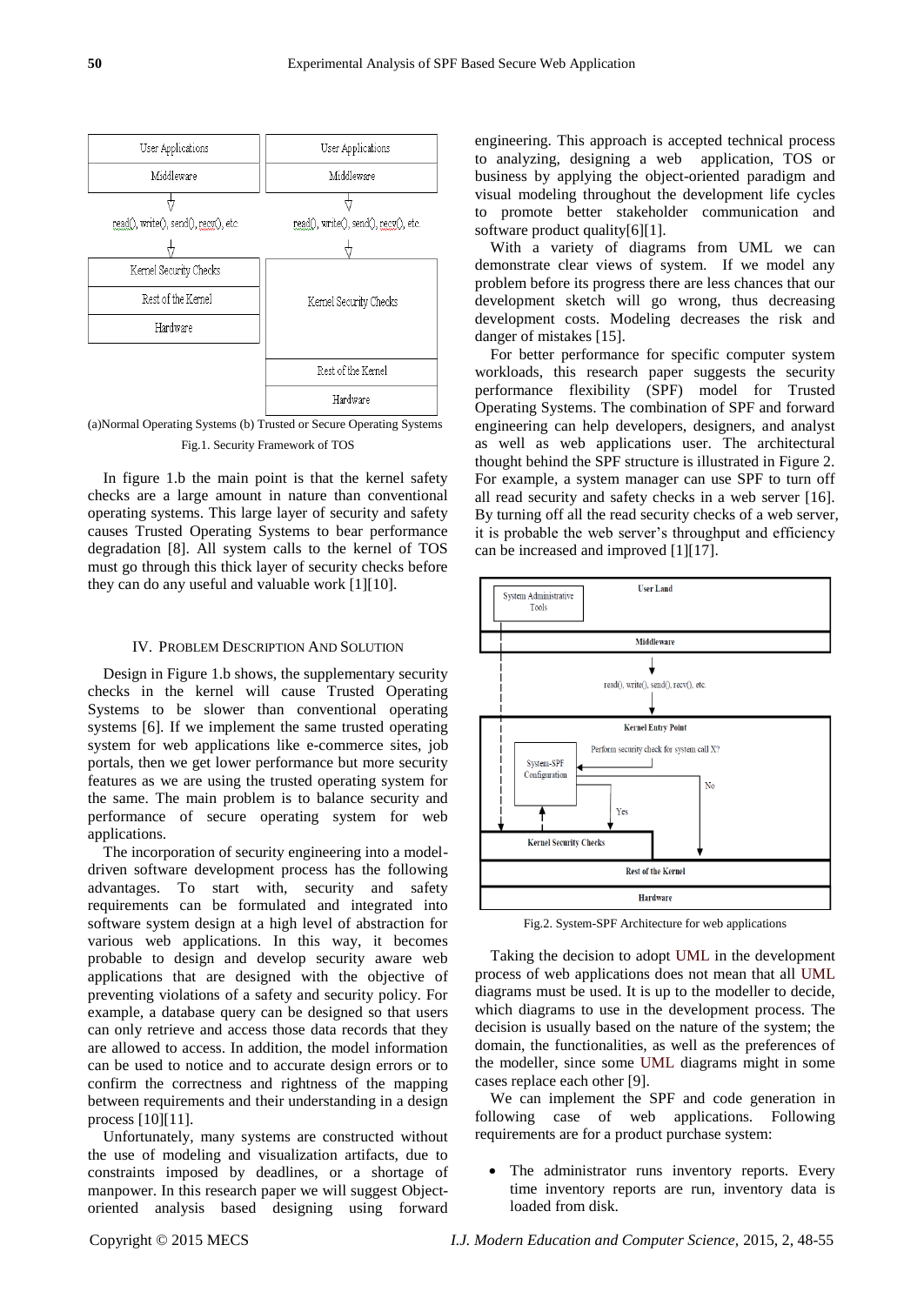User Applications | User Applications
Middleware | Middleware
read(), write(), send(), recv(), etc. | read(), write(), send(), recv(), etc.
Kernel Security Checks | Kernel Security Checks
Rest of the Kernel | Rest of the Kernel
Hardware | Hardware

(a)Normal Operating Systems (b) Trusted or Secure Operating Systems

Fig.1. Security Framework of TOS

In figure 1.b the main point is that the kernel safety checks are a large amount in nature than conventional operating systems. This large layer of security and safety causes Trusted Operating Systems to bear performance degradation [8]. All system calls to the kernel of TOS must go through this thick layer of security checks before they can do any useful and valuable work [1][10].

## IV. Problem Description And Solution

Design in Figure 1.b shows, the supplementary security checks in the kernel will cause Trusted Operating Systems to be slower than conventional operating systems [6]. If we implement the same trusted operating system for web applications like e-commerce sites, job portals, then we get lower performance but more security features as we are using the trusted operating system for the same. The main problem is to balance security and performance of secure operating system for web applications.

The incorporation of security engineering into a model-driven software development process has the following advantages. To start with, security and safety requirements can be formulated and integrated into software system design at a high level of abstraction for various web applications. In this way, it becomes probable to design and develop security aware web applications that are designed with the objective of preventing violations of a safety and security policy. For example, a database query can be designed so that users can only retrieve and access those data records that they are allowed to access. In addition, the model information can be used to notice and to accurate design errors or to confirm the correctness and rightness of the mapping between requirements and their understanding in a design process [10][11].

Unfortunately, many systems are constructed without the use of modeling and visualization artifacts, due to constraints imposed by deadlines, or a shortage of manpower. In this research paper we will suggest Object-oriented analysis based designing using forward engineering. This approach is accepted technical process to analyzing, designing a web application, TOS or business by applying the object-oriented paradigm and visual modeling throughout the development life cycles to promote better stakeholder communication and software product quality[6][1].

With a variety of diagrams from UML we can demonstrate clear views of system. If we model any problem before its progress there are less chances that our development sketch will go wrong, thus decreasing development costs. Modeling decreases the risk and danger of mistakes [15].

For better performance for specific computer system workloads, this research paper suggests the security performance flexibility (SPF) model for Trusted Operating Systems. The combination of SPF and forward engineering can help developers, designers, and analyst as well as web applications user. The architectural thought behind the SPF structure is illustrated in Figure 2. For example, a system manager can use SPF to turn off all read security and safety checks in a web server [16]. By turning off all the read security checks of a web server, it is probable the web server's throughput and efficiency can be increased and improved [1][17].

System Administrative Tools | User Land
Middleware
read(), write(), send(), recv(), etc.
Kernel Entry Point
Perform security check for system call X?
System-SPF Configuration — Yes / No
Kernel Security Checks
Rest of the Kernel
Hardware

Fig.2. System-SPF Architecture for web applications

Taking the decision to adopt UML in the development process of web applications does not mean that all UML diagrams must be used. It is up to the modeller to decide, which diagrams to use in the development process. The decision is usually based on the nature of the system; the domain, the functionalities, as well as the preferences of the modeller, since some UML diagrams might in some cases replace each other [9].

We can implement the SPF and code generation in following case of web applications. Following requirements are for a product purchase system:

- The administrator runs inventory reports. Every time inventory reports are run, inventory data is loaded from disk.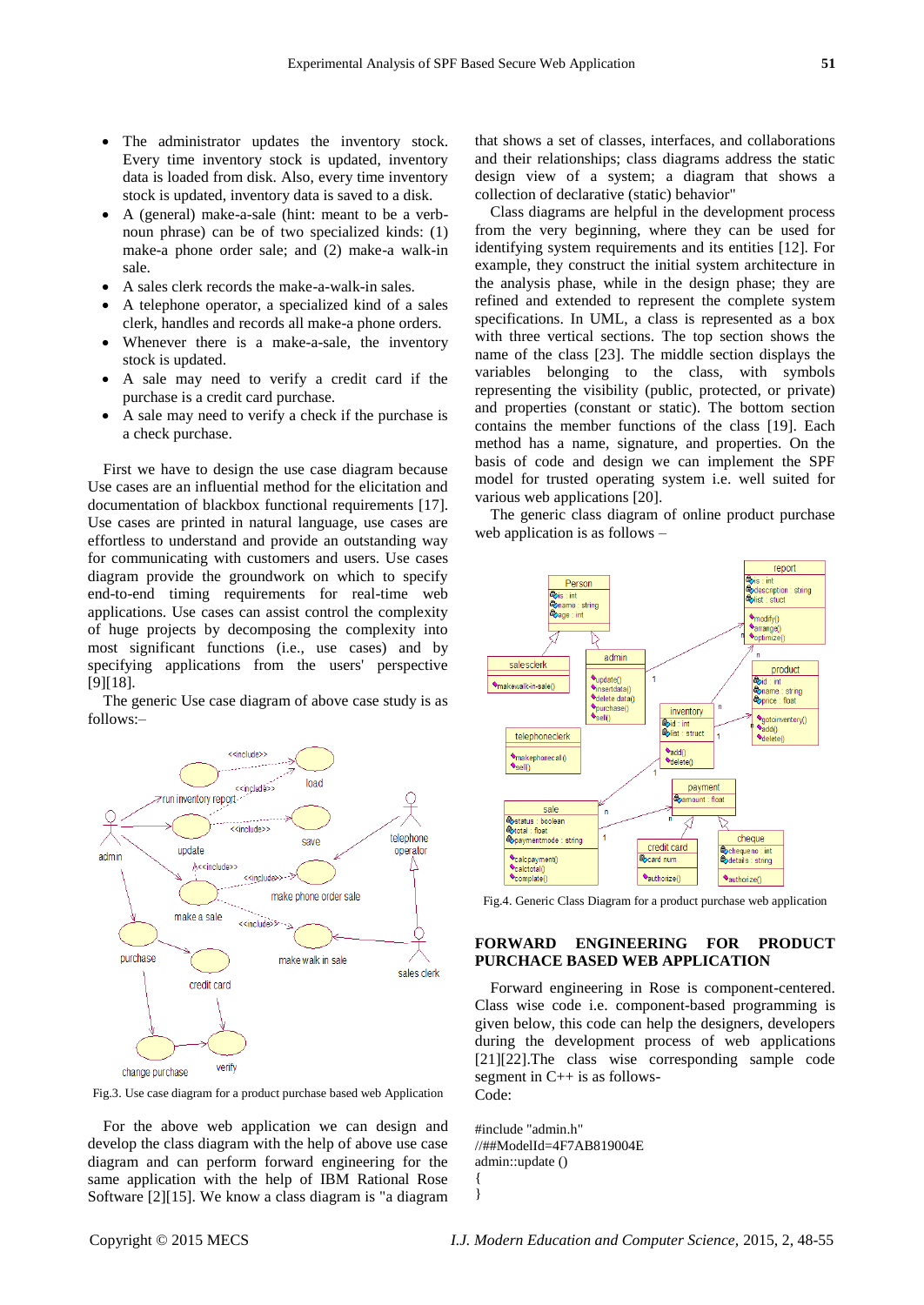- The administrator updates the inventory stock. Every time inventory stock is updated, inventory data is loaded from disk. Also, every time inventory stock is updated, inventory data is saved to a disk.
- A (general) make-a-sale (hint: meant to be a verb-noun phrase) can be of two specialized kinds: (1) make-a phone order sale; and (2) make-a walk-in sale.
- A sales clerk records the make-a-walk-in sales.
- A telephone operator, a specialized kind of a sales clerk, handles and records all make-a phone orders.
- Whenever there is a make-a-sale, the inventory stock is updated.
- A sale may need to verify a credit card if the purchase is a credit card purchase.
- A sale may need to verify a check if the purchase is a check purchase.

First we have to design the use case diagram because Use cases are an influential method for the elicitation and documentation of blackbox functional requirements [17]. Use cases are printed in natural language, use cases are effortless to understand and provide an outstanding way for communicating with customers and users. Use cases diagram provide the groundwork on which to specify end-to-end timing requirements for real-time web applications. Use cases can assist control the complexity of huge projects by decomposing the complexity into most significant functions (i.e., use cases) and by specifying applications from the users' perspective [9][18].

The generic Use case diagram of above case study is as follows:–

Fig.3. Use case diagram for a product purchase based web Application

For the above web application we can design and develop the class diagram with the help of above use case diagram and can perform forward engineering for the same application with the help of IBM Rational Rose Software [2][15]. We know a class diagram is "a diagram that shows a set of classes, interfaces, and collaborations and their relationships; class diagrams address the static design view of a system; a diagram that shows a collection of declarative (static) behavior"

Class diagrams are helpful in the development process from the very beginning, where they can be used for identifying system requirements and its entities [12]. For example, they construct the initial system architecture in the analysis phase, while in the design phase; they are refined and extended to represent the complete system specifications. In UML, a class is represented as a box with three vertical sections. The top section shows the name of the class [23]. The middle section displays the variables belonging to the class, with symbols representing the visibility (public, protected, or private) and properties (constant or static). The bottom section contains the member functions of the class [19]. Each method has a name, signature, and properties. On the basis of code and design we can implement the SPF model for trusted operating system i.e. well suited for various web applications [20].

The generic class diagram of online product purchase web application is as follows –

Fig.4. Generic Class Diagram for a product purchase web application

## FORWARD ENGINEERING FOR PRODUCT PURCHACE BASED WEB APPLICATION

Forward engineering in Rose is component-centered. Class wise code i.e. component-based programming is given below, this code can help the designers, developers during the development process of web applications [21][22].The class wise corresponding sample code segment in C++ is as follows-

Code:

```
#include "admin.h"
//##ModelId=4F7AB819004E
admin::update ()
{
}
```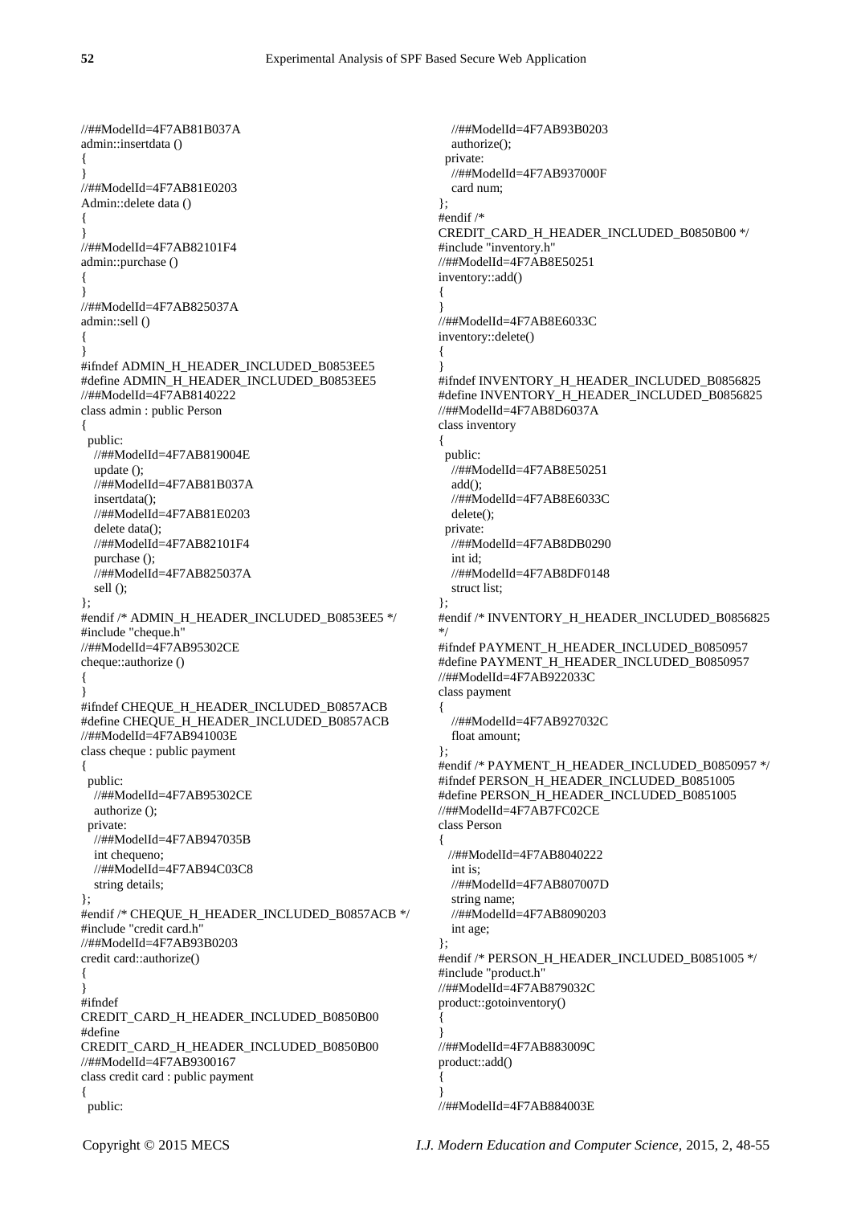```
//##ModelId=4F7AB81B037A
admin::insertdata ()
{
}
//##ModelId=4F7AB81E0203
Admin::delete data ()
{
}
//##ModelId=4F7AB82101F4
admin::purchase ()
{
}
//##ModelId=4F7AB825037A
admin::sell ()
{
}
#ifndef ADMIN_H_HEADER_INCLUDED_B0853EE5
#define ADMIN_H_HEADER_INCLUDED_B0853EE5
//##ModelId=4F7AB8140222
class admin : public Person
{
  public:
    //##ModelId=4F7AB819004E
    update ();
    //##ModelId=4F7AB81B037A
    insertdata();
    //##ModelId=4F7AB81E0203
    delete data();
    //##ModelId=4F7AB82101F4
    purchase ();
    //##ModelId=4F7AB825037A
    sell ();
};
#endif /* ADMIN_H_HEADER_INCLUDED_B0853EE5 */
#include "cheque.h"
//##ModelId=4F7AB95302CE
cheque::authorize ()
{
}
#ifndef CHEQUE_H_HEADER_INCLUDED_B0857ACB
#define CHEQUE_H_HEADER_INCLUDED_B0857ACB
//##ModelId=4F7AB941003E
class cheque : public payment
{
  public:
    //##ModelId=4F7AB95302CE
    authorize ();
  private:
    //##ModelId=4F7AB947035B
    int chequeno;
    //##ModelId=4F7AB94C03C8
    string details;
};
#endif /* CHEQUE_H_HEADER_INCLUDED_B0857ACB */
#include "credit card.h"
//##ModelId=4F7AB93B0203
credit card::authorize()
{
}
#ifndef
CREDIT_CARD_H_HEADER_INCLUDED_B0850B00
#define
CREDIT_CARD_H_HEADER_INCLUDED_B0850B00
//##ModelId=4F7AB9300167
class credit card : public payment
{
  public:
    //##ModelId=4F7AB93B0203
    authorize();
  private:
    //##ModelId=4F7AB937000F
    card num;
};
#endif /*
CREDIT_CARD_H_HEADER_INCLUDED_B0850B00 */
#include "inventory.h"
//##ModelId=4F7AB8E50251
inventory::add()
{
}
//##ModelId=4F7AB8E6033C
inventory::delete()
{
}
#ifndef INVENTORY_H_HEADER_INCLUDED_B0856825
#define INVENTORY_H_HEADER_INCLUDED_B0856825
//##ModelId=4F7AB8D6037A
class inventory
{
  public:
    //##ModelId=4F7AB8E50251
    add();
    //##ModelId=4F7AB8E6033C
    delete();
  private:
    //##ModelId=4F7AB8DB0290
    int id;
    //##ModelId=4F7AB8DF0148
    struct list;
};
#endif /* INVENTORY_H_HEADER_INCLUDED_B0856825
*/
#ifndef PAYMENT_H_HEADER_INCLUDED_B0850957
#define PAYMENT_H_HEADER_INCLUDED_B0850957
//##ModelId=4F7AB922033C
class payment
{
    //##ModelId=4F7AB927032C
    float amount;
};
#endif /* PAYMENT_H_HEADER_INCLUDED_B0850957 */
#ifndef PERSON_H_HEADER_INCLUDED_B0851005
#define PERSON_H_HEADER_INCLUDED_B0851005
//##ModelId=4F7AB7FC02CE
class Person
{
   //##ModelId=4F7AB8040222
    int is;
    //##ModelId=4F7AB807007D
    string name;
    //##ModelId=4F7AB8090203
    int age;
};
#endif /* PERSON_H_HEADER_INCLUDED_B0851005 */
#include "product.h"
//##ModelId=4F7AB879032C
product::gotoinventory()
{
}
//##ModelId=4F7AB883009C
product::add()
{
}
//##ModelId=4F7AB884003E
```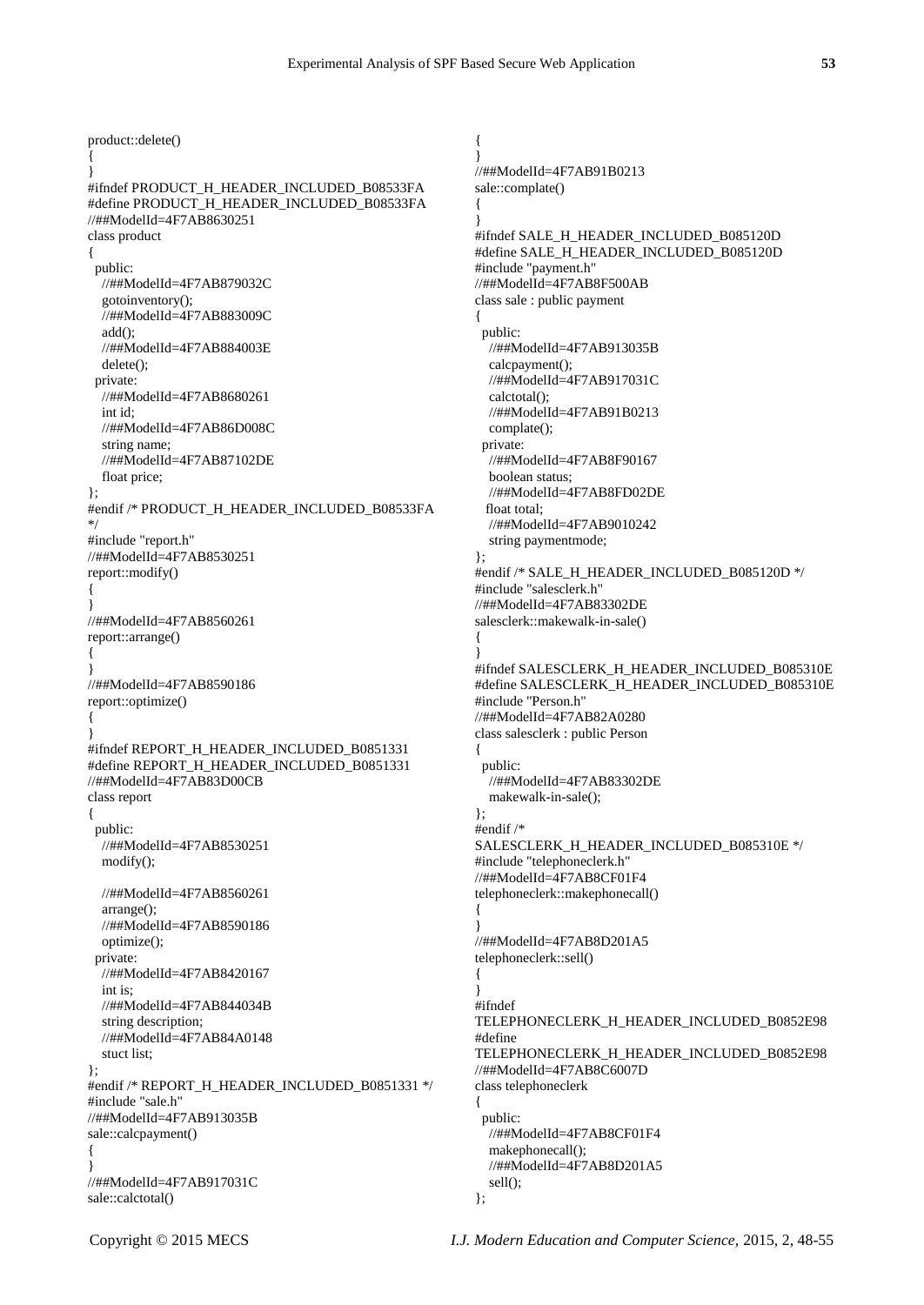```
product::delete()
{
}
#ifndef PRODUCT_H_HEADER_INCLUDED_B08533FA
#define PRODUCT_H_HEADER_INCLUDED_B08533FA
//##ModelId=4F7AB8630251
class product
{
  public:
    //##ModelId=4F7AB879032C
    gotoinventory();
    //##ModelId=4F7AB883009C
    add();
    //##ModelId=4F7AB884003E
    delete();
  private:
    //##ModelId=4F7AB8680261
    int id;
    //##ModelId=4F7AB86D008C
    string name;
    //##ModelId=4F7AB87102DE
    float price;
};
#endif /* PRODUCT_H_HEADER_INCLUDED_B08533FA
*/
#include "report.h"
//##ModelId=4F7AB8530251
report::modify()
{
}
//##ModelId=4F7AB8560261
report::arrange()
{
}
//##ModelId=4F7AB8590186
report::optimize()
{
}
#ifndef REPORT_H_HEADER_INCLUDED_B0851331
#define REPORT_H_HEADER_INCLUDED_B0851331
//##ModelId=4F7AB83D00CB
class report
{
  public:
    //##ModelId=4F7AB8530251
    modify();

    //##ModelId=4F7AB8560261
    arrange();
    //##ModelId=4F7AB8590186
    optimize();
  private:
    //##ModelId=4F7AB8420167
    int is;
    //##ModelId=4F7AB844034B
    string description;
    //##ModelId=4F7AB84A0148
    stuct list;
};
#endif /* REPORT_H_HEADER_INCLUDED_B0851331 */
#include "sale.h"
//##ModelId=4F7AB913035B
sale::calcpayment()
{
}
//##ModelId=4F7AB917031C
sale::calctotal()
{
}
//##ModelId=4F7AB91B0213
sale::complate()
{
}
#ifndef SALE_H_HEADER_INCLUDED_B085120D
#define SALE_H_HEADER_INCLUDED_B085120D
#include "payment.h"
//##ModelId=4F7AB8F500AB
class sale : public payment
{
  public:
    //##ModelId=4F7AB913035B
    calcpayment();
    //##ModelId=4F7AB917031C
    calctotal();
    //##ModelId=4F7AB91B0213
    complate();
  private:
    //##ModelId=4F7AB8F90167
    boolean status;
    //##ModelId=4F7AB8FD02DE
   float total;
    //##ModelId=4F7AB9010242
    string paymentmode;
};
#endif /* SALE_H_HEADER_INCLUDED_B085120D */
#include "salesclerk.h"
//##ModelId=4F7AB83302DE
salesclerk::makewalk-in-sale()
{
}
#ifndef SALESCLERK_H_HEADER_INCLUDED_B085310E
#define SALESCLERK_H_HEADER_INCLUDED_B085310E
#include "Person.h"
//##ModelId=4F7AB82A0280
class salesclerk : public Person
{
  public:
    //##ModelId=4F7AB83302DE
    makewalk-in-sale();
};
#endif /*
SALESCLERK_H_HEADER_INCLUDED_B085310E */
#include "telephoneclerk.h"
//##ModelId=4F7AB8CF01F4
telephoneclerk::makephonecall()
{
}
//##ModelId=4F7AB8D201A5
telephoneclerk::sell()
{
}
#ifndef
TELEPHONECLERK_H_HEADER_INCLUDED_B0852E98
#define
TELEPHONECLERK_H_HEADER_INCLUDED_B0852E98
//##ModelId=4F7AB8C6007D
class telephoneclerk
{
  public:
    //##ModelId=4F7AB8CF01F4
    makephonecall();
    //##ModelId=4F7AB8D201A5
    sell();
};
```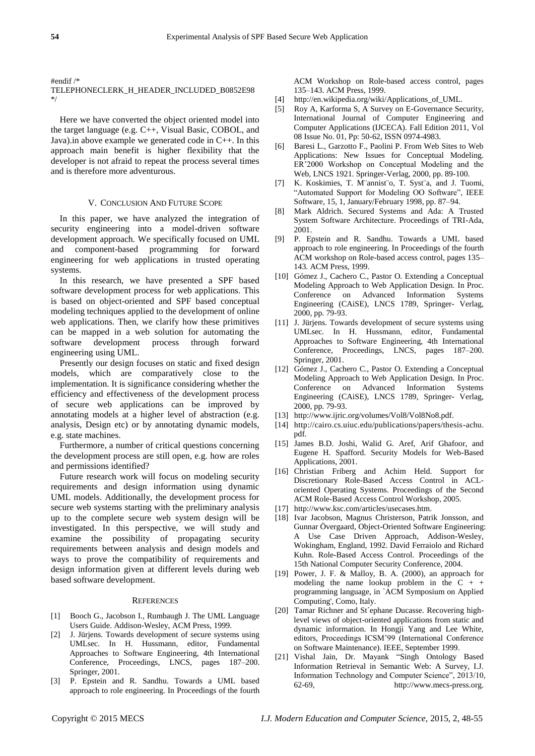```
#endif /*
TELEPHONECLERK_H_HEADER_INCLUDED_B0852E98
*/
```

Here we have converted the object oriented model into the target language (e.g. C++, Visual Basic, COBOL, and Java).in above example we generated code in C++. In this approach main benefit is higher flexibility that the developer is not afraid to repeat the process several times and is therefore more adventurous.

## V. Conclusion And Future Scope

In this paper, we have analyzed the integration of security engineering into a model-driven software development approach. We specifically focused on UML and component-based programming for forward engineering for web applications in trusted operating systems.

In this research, we have presented a SPF based software development process for web applications. This is based on object-oriented and SPF based conceptual modeling techniques applied to the development of online web applications. Then, we clarify how these primitives can be mapped in a web solution for automating the software development process through forward engineering using UML.

Presently our design focuses on static and fixed design models, which are comparatively close to the implementation. It is significance considering whether the efficiency and effectiveness of the development process of secure web applications can be improved by annotating models at a higher level of abstraction (e.g. analysis, Design etc) or by annotating dynamic models, e.g. state machines.

Furthermore, a number of critical questions concerning the development process are still open, e.g. how are roles and permissions identified?

Future research work will focus on modeling security requirements and design information using dynamic UML models. Additionally, the development process for secure web systems starting with the preliminary analysis up to the complete secure web system design will be investigated. In this perspective, we will study and examine the possibility of propagating security requirements between analysis and design models and ways to prove the compatibility of requirements and design information given at different levels during web based software development.

## References

[1] Booch G., Jacobson I., Rumbaugh J. The UML Language Users Guide. Addison-Wesley, ACM Press, 1999.

[2] J. Jürjens. Towards development of secure systems using UMLsec. In H. Hussmann, editor, Fundamental Approaches to Software Engineering, 4th International Conference, Proceedings, LNCS, pages 187–200. Springer, 2001.

[3] P. Epstein and R. Sandhu. Towards a UML based approach to role engineering. In Proceedings of the fourth ACM Workshop on Role-based access control, pages 135–143. ACM Press, 1999.

[4] http://en.wikipedia.org/wiki/Applications_of_UML.

[5] Roy A, Karforma S, A Survey on E-Governance Security, International Journal of Computer Engineering and Computer Applications (IJCECA). Fall Edition 2011, Vol 08 Issue No. 01, Pp: 50-62, ISSN 0974-4983.

[6] Baresi L., Garzotto F., Paolini P. From Web Sites to Web Applications: New Issues for Conceptual Modeling. ER'2000 Workshop on Conceptual Modeling and the Web, LNCS 1921. Springer-Verlag, 2000, pp. 89-100.

[7] K. Koskimies, T. M¨annist¨o, T. Syst¨a, and J. Tuomi, "Automated Support for Modeling OO Software", IEEE Software, 15, 1, January/February 1998, pp. 87–94.

[8] Mark Aldrich. Secured Systems and Ada: A Trusted System Software Architecture. Proceedings of TRI-Ada, 2001.

[9] P. Epstein and R. Sandhu. Towards a UML based approach to role engineering. In Proceedings of the fourth ACM workshop on Role-based access control, pages 135–143. ACM Press, 1999.

[10] Gómez J., Cachero C., Pastor O. Extending a Conceptual Modeling Approach to Web Application Design. In Proc. Conference on Advanced Information Systems Engineering (CAiSE), LNCS 1789, Springer- Verlag, 2000, pp. 79-93.

[11] J. Jürjens. Towards development of secure systems using UMLsec. In H. Hussmann, editor, Fundamental Approaches to Software Engineering, 4th International Conference, Proceedings, LNCS, pages 187–200. Springer, 2001.

[12] Gómez J., Cachero C., Pastor O. Extending a Conceptual Modeling Approach to Web Application Design. In Proc. Conference on Advanced Information Systems Engineering (CAiSE), LNCS 1789, Springer- Verlag, 2000, pp. 79-93.

[13] http://www.ijric.org/volumes/Vol8/Vol8No8.pdf.

[14] http://cairo.cs.uiuc.edu/publications/papers/thesis-achu.pdf.

[15] James B.D. Joshi, Walid G. Aref, Arif Ghafoor, and Eugene H. Spafford. Security Models for Web-Based Applications, 2001.

[16] Christian Friberg and Achim Held. Support for Discretionary Role-Based Access Control in ACL-oriented Operating Systems. Proceedings of the Second ACM Role-Based Access Control Workshop, 2005.

[17] http://www.ksc.com/articles/usecases.htm.

[18] Ivar Jacobson, Magnus Christerson, Patrik Jonsson, and Gunnar Övergaard, Object-Oriented Software Engineering: A Use Case Driven Approach, Addison-Wesley, Wokingham, England, 1992. David Ferraiolo and Richard Kuhn. Role-Based Access Control. Proceedings of the 15th National Computer Security Conference, 2004.

[19] Power, J. F. & Malloy, B. A. (2000), an approach for modeling the name lookup problem in the C + + programming language, in `ACM Symposium on Applied Computing', Como, Italy.

[20] Tamar Richner and St´ephane Ducasse. Recovering high-level views of object-oriented applications from static and dynamic information. In Hongji Yang and Lee White, editors, Proceedings ICSM'99 (International Conference on Software Maintenance). IEEE, September 1999.

[21] Vishal Jain, Dr. Mayank "Singh Ontology Based Information Retrieval in Semantic Web: A Survey, I.J. Information Technology and Computer Science", 2013/10, 62-69, http://www.mecs-press.org.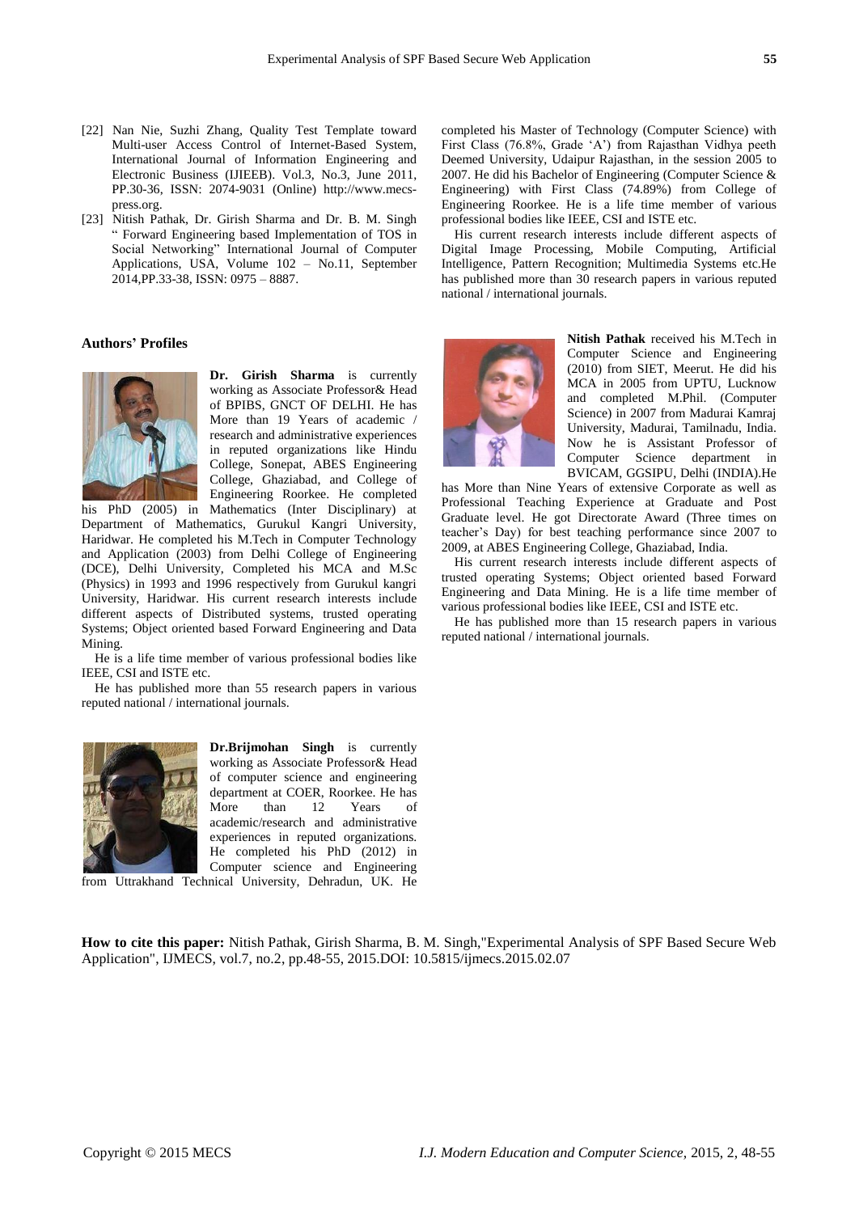[22] Nan Nie, Suzhi Zhang, Quality Test Template toward Multi-user Access Control of Internet-Based System, International Journal of Information Engineering and Electronic Business (IJIEEB). Vol.3, No.3, June 2011, PP.30-36, ISSN: 2074-9031 (Online) http://www.mecs-press.org.

[23] Nitish Pathak, Dr. Girish Sharma and Dr. B. M. Singh " Forward Engineering based Implementation of TOS in Social Networking" International Journal of Computer Applications, USA, Volume 102 – No.11, September 2014,PP.33-38, ISSN: 0975 – 8887.

## Authors' Profiles

**Dr. Girish Sharma** is currently working as Associate Professor& Head of BPIBS, GNCT OF DELHI. He has More than 19 Years of academic / research and administrative experiences in reputed organizations like Hindu College, Sonepat, ABES Engineering College, Ghaziabad, and College of Engineering Roorkee. He completed his PhD (2005) in Mathematics (Inter Disciplinary) at Department of Mathematics, Gurukul Kangri University, Haridwar. He completed his M.Tech in Computer Technology and Application (2003) from Delhi College of Engineering (DCE), Delhi University, Completed his MCA and M.Sc (Physics) in 1993 and 1996 respectively from Gurukul kangri University, Haridwar. His current research interests include different aspects of Distributed systems, trusted operating Systems; Object oriented based Forward Engineering and Data Mining.

He is a life time member of various professional bodies like IEEE, CSI and ISTE etc.

He has published more than 55 research papers in various reputed national / international journals.

**Dr.Brijmohan Singh** is currently working as Associate Professor& Head of computer science and engineering department at COER, Roorkee. He has More than 12 Years of academic/research and administrative experiences in reputed organizations. He completed his PhD (2012) in Computer science and Engineering from Uttrakhand Technical University, Dehradun, UK. He completed his Master of Technology (Computer Science) with First Class (76.8%, Grade 'A') from Rajasthan Vidhya peeth Deemed University, Udaipur Rajasthan, in the session 2005 to 2007. He did his Bachelor of Engineering (Computer Science & Engineering) with First Class (74.89%) from College of Engineering Roorkee. He is a life time member of various professional bodies like IEEE, CSI and ISTE etc.

His current research interests include different aspects of Digital Image Processing, Mobile Computing, Artificial Intelligence, Pattern Recognition; Multimedia Systems etc.He has published more than 30 research papers in various reputed national / international journals.

**Nitish Pathak** received his M.Tech in Computer Science and Engineering (2010) from SIET, Meerut. He did his MCA in 2005 from UPTU, Lucknow and completed M.Phil. (Computer Science) in 2007 from Madurai Kamraj University, Madurai, Tamilnadu, India. Now he is Assistant Professor of Computer Science department in BVICAM, GGSIPU, Delhi (INDIA).He has More than Nine Years of extensive Corporate as well as Professional Teaching Experience at Graduate and Post Graduate level. He got Directorate Award (Three times on teacher's Day) for best teaching performance since 2007 to 2009, at ABES Engineering College, Ghaziabad, India.

His current research interests include different aspects of trusted operating Systems; Object oriented based Forward Engineering and Data Mining. He is a life time member of various professional bodies like IEEE, CSI and ISTE etc.

He has published more than 15 research papers in various reputed national / international journals.

**How to cite this paper:** Nitish Pathak, Girish Sharma, B. M. Singh,"Experimental Analysis of SPF Based Secure Web Application", IJMECS, vol.7, no.2, pp.48-55, 2015.DOI: 10.5815/ijmecs.2015.02.07